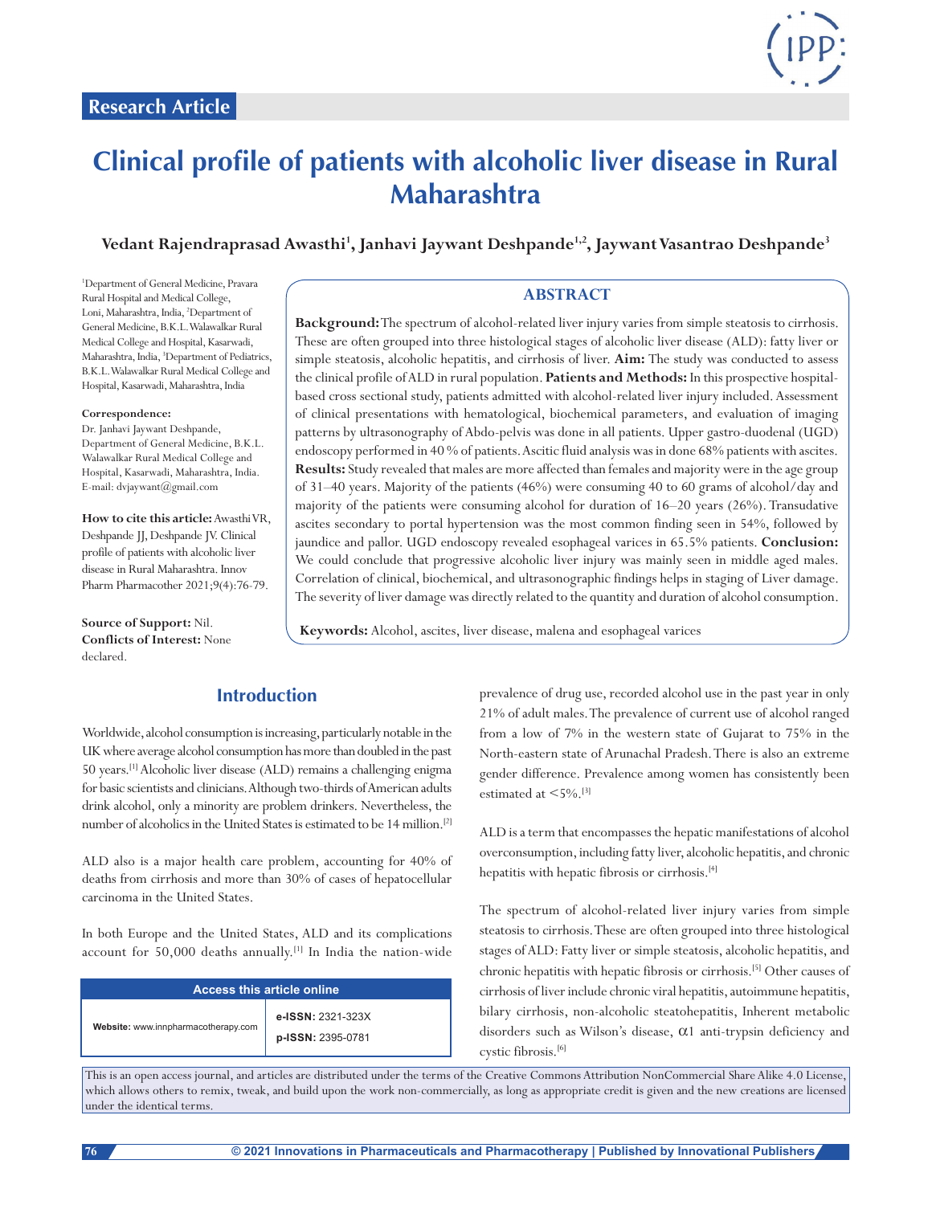Research Article

# Clinical profile of patients with alcoholic liver disease in Rural Maharashtra

**Vedant Rajendraprasad Awasthi[1], Janhavi Jaywant Deshpande[1,2], Jaywant Vasantrao Deshpande[3]**

[1]Department of General Medicine, Pravara Rural Hospital and Medical College, Loni, Maharashtra, India, [2]Department of General Medicine, B.K.L. Walawalkar Rural Medical College and Hospital, Kasarwadi, Maharashtra, India, [3]Department of Pediatrics, B.K.L. Walawalkar Rural Medical College and Hospital, Kasarwadi, Maharashtra, India

**Correspondence:**
Dr. Janhavi Jaywant Deshpande, Department of General Medicine, B.K.L. Walawalkar Rural Medical College and Hospital, Kasarwadi, Maharashtra, India. E-mail: dvjaywant@gmail.com

**How to cite this article:** Awasthi VR, Deshpande JJ, Deshpande JV. Clinical profile of patients with alcoholic liver disease in Rural Maharashtra. Innov Pharm Pharmacother 2021;9(4):76-79.

**Source of Support:** Nil.
**Conflicts of Interest:** None declared.

## ABSTRACT

**Background:** The spectrum of alcohol-related liver injury varies from simple steatosis to cirrhosis. These are often grouped into three histological stages of alcoholic liver disease (ALD): fatty liver or simple steatosis, alcoholic hepatitis, and cirrhosis of liver. **Aim:** The study was conducted to assess the clinical profile of ALD in rural population. **Patients and Methods:** In this prospective hospital-based cross sectional study, patients admitted with alcohol-related liver injury included. Assessment of clinical presentations with hematological, biochemical parameters, and evaluation of imaging patterns by ultrasonography of Abdo-pelvis was done in all patients. Upper gastro-duodenal (UGD) endoscopy performed in 40 % of patients. Ascitic fluid analysis was in done 68% patients with ascites. **Results:** Study revealed that males are more affected than females and majority were in the age group of 31–40 years. Majority of the patients (46%) were consuming 40 to 60 grams of alcohol/day and majority of the patients were consuming alcohol for duration of 16–20 years (26%). Transudative ascites secondary to portal hypertension was the most common finding seen in 54%, followed by jaundice and pallor. UGD endoscopy revealed esophageal varices in 65.5% patients. **Conclusion:** We could conclude that progressive alcoholic liver injury was mainly seen in middle aged males. Correlation of clinical, biochemical, and ultrasonographic findings helps in staging of Liver damage. The severity of liver damage was directly related to the quantity and duration of alcohol consumption.

**Keywords:** Alcohol, ascites, liver disease, malena and esophageal varices

## Introduction

Worldwide, alcohol consumption is increasing, particularly notable in the UK where average alcohol consumption has more than doubled in the past 50 years.[1] Alcoholic liver disease (ALD) remains a challenging enigma for basic scientists and clinicians. Although two-thirds of American adults drink alcohol, only a minority are problem drinkers. Nevertheless, the number of alcoholics in the United States is estimated to be 14 million.[2]

ALD also is a major health care problem, accounting for 40% of deaths from cirrhosis and more than 30% of cases of hepatocellular carcinoma in the United States.

In both Europe and the United States, ALD and its complications account for 50,000 deaths annually.[1] In India the nation-wide prevalence of drug use, recorded alcohol use in the past year in only 21% of adult males. The prevalence of current use of alcohol ranged from a low of 7% in the western state of Gujarat to 75% in the North-eastern state of Arunachal Pradesh. There is also an extreme gender difference. Prevalence among women has consistently been estimated at <5%.[3]

| Access this article online | |
|---|---|
| Website: www.innpharmacotherapy.com | e-ISSN: 2321-323X<br>p-ISSN: 2395-0781 |

ALD is a term that encompasses the hepatic manifestations of alcohol overconsumption, including fatty liver, alcoholic hepatitis, and chronic hepatitis with hepatic fibrosis or cirrhosis.[4]

The spectrum of alcohol-related liver injury varies from simple steatosis to cirrhosis. These are often grouped into three histological stages of ALD: Fatty liver or simple steatosis, alcoholic hepatitis, and chronic hepatitis with hepatic fibrosis or cirrhosis.[5] Other causes of cirrhosis of liver include chronic viral hepatitis, autoimmune hepatitis, bilary cirrhosis, non-alcoholic steatohepatitis, Inherent metabolic disorders such as Wilson's disease, $\alpha$1 anti-trypsin deficiency and cystic fibrosis.[6]

This is an open access journal, and articles are distributed under the terms of the Creative Commons Attribution NonCommercial Share Alike 4.0 License, which allows others to remix, tweak, and build upon the work non-commercially, as long as appropriate credit is given and the new creations are licensed under the identical terms.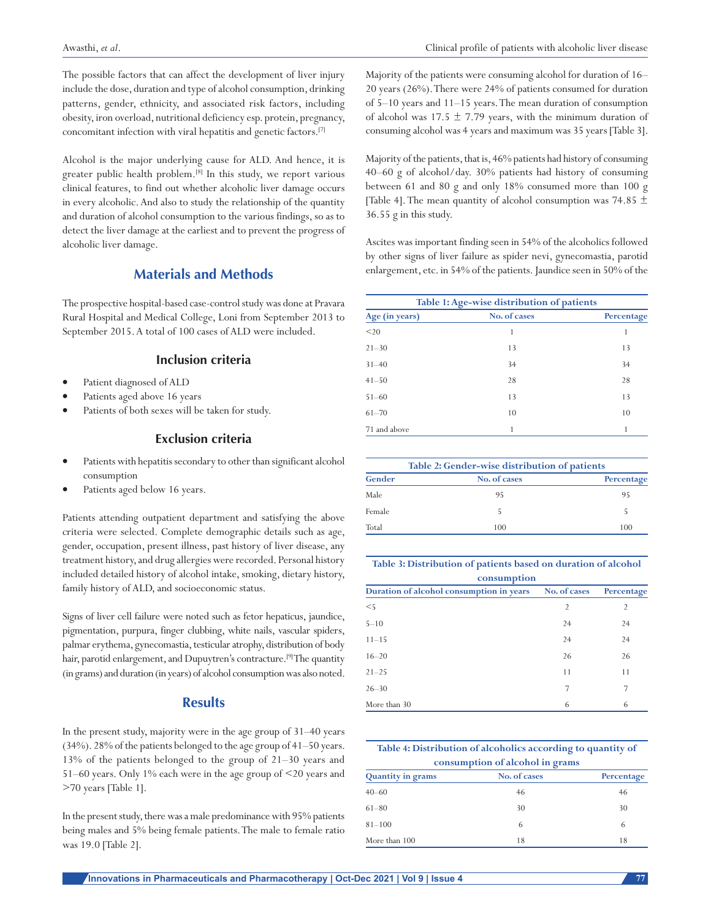The possible factors that can affect the development of liver injury include the dose, duration and type of alcohol consumption, drinking patterns, gender, ethnicity, and associated risk factors, including obesity, iron overload, nutritional deficiency esp. protein, pregnancy, concomitant infection with viral hepatitis and genetic factors.[7]

Alcohol is the major underlying cause for ALD. And hence, it is greater public health problem.[8] In this study, we report various clinical features, to find out whether alcoholic liver damage occurs in every alcoholic. And also to study the relationship of the quantity and duration of alcohol consumption to the various findings, so as to detect the liver damage at the earliest and to prevent the progress of alcoholic liver damage.

## Materials and Methods

The prospective hospital-based case-control study was done at Pravara Rural Hospital and Medical College, Loni from September 2013 to September 2015. A total of 100 cases of ALD were included.

### Inclusion criteria

- Patient diagnosed of ALD
- Patients aged above 16 years
- Patients of both sexes will be taken for study.

### Exclusion criteria

- Patients with hepatitis secondary to other than significant alcohol consumption
- Patients aged below 16 years.

Patients attending outpatient department and satisfying the above criteria were selected. Complete demographic details such as age, gender, occupation, present illness, past history of liver disease, any treatment history, and drug allergies were recorded. Personal history included detailed history of alcohol intake, smoking, dietary history, family history of ALD, and socioeconomic status.

Signs of liver cell failure were noted such as fetor hepaticus, jaundice, pigmentation, purpura, finger clubbing, white nails, vascular spiders, palmar erythema, gynecomastia, testicular atrophy, distribution of body hair, parotid enlargement, and Dupuytren's contracture.[9] The quantity (in grams) and duration (in years) of alcohol consumption was also noted.

## Results

In the present study, majority were in the age group of 31–40 years (34%). 28% of the patients belonged to the age group of 41–50 years. 13% of the patients belonged to the group of 21–30 years and 51–60 years. Only 1% each were in the age group of <20 years and >70 years [Table 1].

In the present study, there was a male predominance with 95% patients being males and 5% being female patients. The male to female ratio was 19.0 [Table 2].

Majority of the patients were consuming alcohol for duration of 16–20 years (26%). There were 24% of patients consumed for duration of 5–10 years and 11–15 years. The mean duration of consumption of alcohol was 17.5 ± 7.79 years, with the minimum duration of consuming alcohol was 4 years and maximum was 35 years [Table 3].

Majority of the patients, that is, 46% patients had history of consuming 40–60 g of alcohol/day. 30% patients had history of consuming between 61 and 80 g and only 18% consumed more than 100 g [Table 4]. The mean quantity of alcohol consumption was 74.85 ± 36.55 g in this study.

Ascites was important finding seen in 54% of the alcoholics followed by other signs of liver failure as spider nevi, gynecomastia, parotid enlargement, etc. in 54% of the patients. Jaundice seen in 50% of the

**Table 1: Age-wise distribution of patients**

| Age (in years) | No. of cases | Percentage |
|---|---|---|
| <20 | 1 | 1 |
| 21–30 | 13 | 13 |
| 31–40 | 34 | 34 |
| 41–50 | 28 | 28 |
| 51–60 | 13 | 13 |
| 61–70 | 10 | 10 |
| 71 and above | 1 | 1 |

**Table 2: Gender-wise distribution of patients**

| Gender | No. of cases | Percentage |
|---|---|---|
| Male | 95 | 95 |
| Female | 5 | 5 |
| Total | 100 | 100 |

**Table 3: Distribution of patients based on duration of alcohol consumption**

| Duration of alcohol consumption in years | No. of cases | Percentage |
|---|---|---|
| <5 | 2 | 2 |
| 5–10 | 24 | 24 |
| 11–15 | 24 | 24 |
| 16–20 | 26 | 26 |
| 21–25 | 11 | 11 |
| 26–30 | 7 | 7 |
| More than 30 | 6 | 6 |

**Table 4: Distribution of alcoholics according to quantity of consumption of alcohol in grams**

| Quantity in grams | No. of cases | Percentage |
|---|---|---|
| 40–60 | 46 | 46 |
| 61–80 | 30 | 30 |
| 81–100 | 6 | 6 |
| More than 100 | 18 | 18 |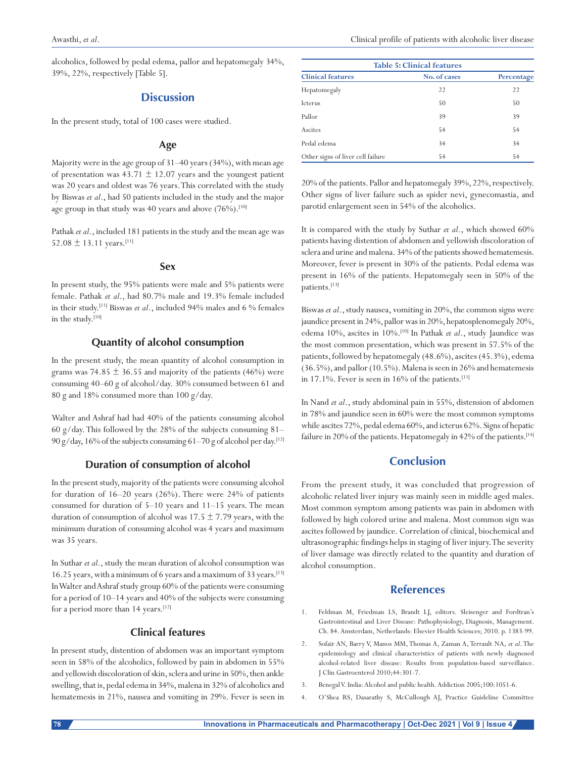alcoholics, followed by pedal edema, pallor and hepatomegaly 34%, 39%, 22%, respectively [Table 5].

| Table 5: Clinical features | | |
|---|---|---|
| Clinical features | No. of cases | Percentage |
| Hepatomegaly | 22 | 22 |
| Icterus | 50 | 50 |
| Pallor | 39 | 39 |
| Ascites | 54 | 54 |
| Pedal edema | 34 | 34 |
| Other signs of liver cell failure | 54 | 54 |

## Discussion

In the present study, total of 100 cases were studied.

### Age

Majority were in the age group of 31–40 years (34%), with mean age of presentation was $43.71 \pm 12.07$ years and the youngest patient was 20 years and oldest was 76 years. This correlated with the study by Biswas *et al.*, had 50 patients included in the study and the major age group in that study was 40 years and above (76%).[10]

Pathak *et al.*, included 181 patients in the study and the mean age was $52.08 \pm 13.11$ years.[11]

### Sex

In present study, the 95% patients were male and 5% patients were female. Pathak *et al.*, had 80.7% male and 19.3% female included in their study.[11] Biswas *et al.*, included 94% males and 6 % females in the study.[10]

### Quantity of alcohol consumption

In the present study, the mean quantity of alcohol consumption in grams was $74.85 \pm 36.55$ and majority of the patients (46%) were consuming 40–60 g of alcohol/day. 30% consumed between 61 and 80 g and 18% consumed more than 100 g/day.

Walter and Ashraf had had 40% of the patients consuming alcohol 60 g/day. This followed by the 28% of the subjects consuming 81–90 g/day, 16% of the subjects consuming 61–70 g of alcohol per day.[12]

### Duration of consumption of alcohol

In the present study, majority of the patients were consuming alcohol for duration of 16–20 years (26%). There were 24% of patients consumed for duration of 5–10 years and 11–15 years. The mean duration of consumption of alcohol was $17.5 \pm 7.79$ years, with the minimum duration of consuming alcohol was 4 years and maximum was 35 years.

In Suthar *et al.*, study the mean duration of alcohol consumption was 16.25 years, with a minimum of 6 years and a maximum of 33 years.[13] In Walter and Ashraf study group 60% of the patients were consuming for a period of 10–14 years and 40% of the subjects were consuming for a period more than 14 years.[12]

### Clinical features

In present study, distention of abdomen was an important symptom seen in 58% of the alcoholics, followed by pain in abdomen in 55% and yellowish discoloration of skin, sclera and urine in 50%, then ankle swelling, that is, pedal edema in 34%, malena in 32% of alcoholics and hematemesis in 21%, nausea and vomiting in 29%. Fever is seen in 20% of the patients. Pallor and hepatomegaly 39%, 22%, respectively. Other signs of liver failure such as spider nevi, gynecomastia, and parotid enlargement seen in 54% of the alcoholics.

It is compared with the study by Suthar *et al.*, which showed 60% patients having distention of abdomen and yellowish discoloration of sclera and urine and malena. 34% of the patients showed hematemesis. Moreover, fever is present in 30% of the patients. Pedal edema was present in 16% of the patients. Hepatomegaly seen in 50% of the patients.[13]

Biswas *et al.*, study nausea, vomiting in 20%, the common signs were jaundice present in 24%, pallor was in 20%, hepatosplenomegaly 20%, edema 10%, ascites in 10%.[10] In Pathak *et al.*, study Jaundice was the most common presentation, which was present in 57.5% of the patients, followed by hepatomegaly (48.6%), ascites (45.3%), edema (36.5%), and pallor (10.5%). Malena is seen in 26% and hematemesis in 17.1%. Fever is seen in 16% of the patients.[11]

In Nand *et al.*, study abdominal pain in 55%, distension of abdomen in 78% and jaundice seen in 60% were the most common symptoms while ascites 72%, pedal edema 60%, and icterus 62%. Signs of hepatic failure in 20% of the patients. Hepatomegaly in 42% of the patients.[14]

## Conclusion

From the present study, it was concluded that progression of alcoholic related liver injury was mainly seen in middle aged males. Most common symptom among patients was pain in abdomen with followed by high colored urine and malena. Most common sign was ascites followed by jaundice. Correlation of clinical, biochemical and ultrasonographic findings helps in staging of liver injury. The severity of liver damage was directly related to the quantity and duration of alcohol consumption.

## References

1. Feldman M, Friedman LS, Brandt LJ, editors. Sleisenger and Fordtran's Gastrointestinal and Liver Disease: Pathophysiology, Diagnosis, Management. Ch. 84. Amsterdam, Netherlands: Elsevier Health Sciences; 2010. p. 1383-99.
2. Sofair AN, Barry V, Manos MM, Thomas A, Zaman A, Terrault NA, *et al*. The epidemiology and clinical characteristics of patients with newly diagnosed alcohol-related liver disease: Results from population-based surveillance. J Clin Gastroenterol 2010;44:301-7.
3. Benegal V. India: Alcohol and public health. Addiction 2005;100:1051-6.
4. O'Shea RS, Dasarathy S, McCullough AJ, Practice Guideline Committee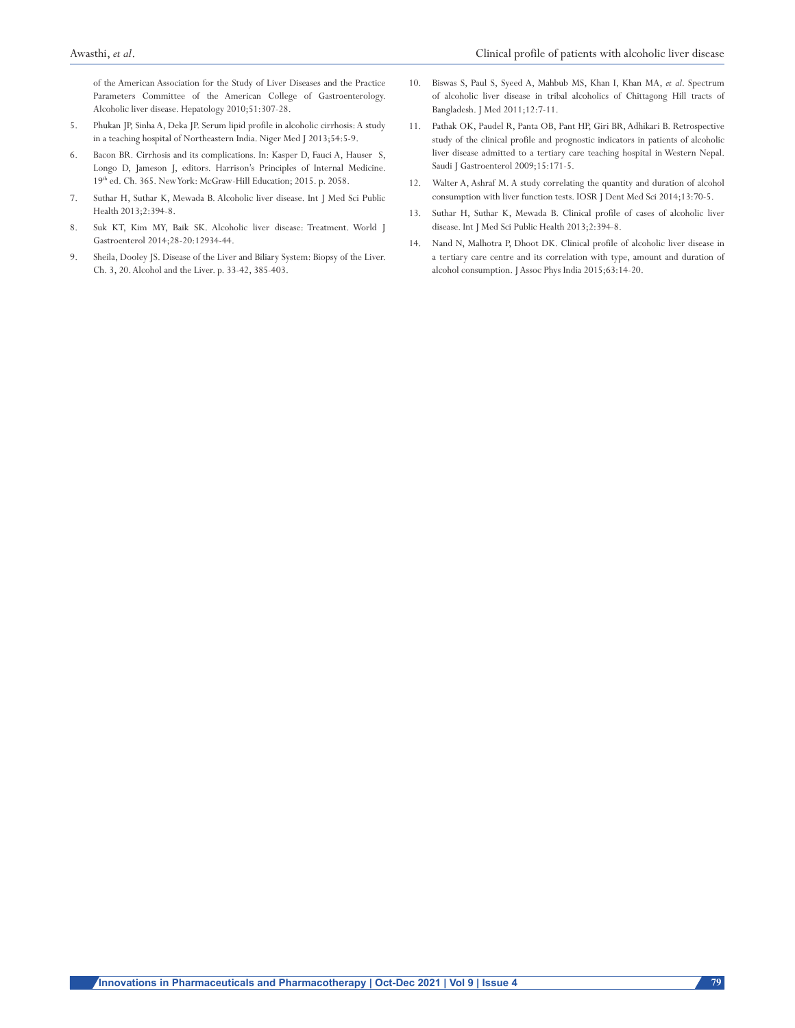of the American Association for the Study of Liver Diseases and the Practice Parameters Committee of the American College of Gastroenterology. Alcoholic liver disease. Hepatology 2010;51:307-28.

5. Phukan JP, Sinha A, Deka JP. Serum lipid profile in alcoholic cirrhosis: A study in a teaching hospital of Northeastern India. Niger Med J 2013;54:5-9.
6. Bacon BR. Cirrhosis and its complications. In: Kasper D, Fauci A, Hauser S, Longo D, Jameson J, editors. Harrison's Principles of Internal Medicine. 19th ed. Ch. 365. New York: McGraw-Hill Education; 2015. p. 2058.
7. Suthar H, Suthar K, Mewada B. Alcoholic liver disease. Int J Med Sci Public Health 2013;2:394-8.
8. Suk KT, Kim MY, Baik SK. Alcoholic liver disease: Treatment. World J Gastroenterol 2014;28-20:12934-44.
9. Sheila, Dooley JS. Disease of the Liver and Biliary System: Biopsy of the Liver. Ch. 3, 20. Alcohol and the Liver. p. 33-42, 385-403.
10. Biswas S, Paul S, Syeed A, Mahbub MS, Khan I, Khan MA, *et al*. Spectrum of alcoholic liver disease in tribal alcoholics of Chittagong Hill tracts of Bangladesh. J Med 2011;12:7-11.
11. Pathak OK, Paudel R, Panta OB, Pant HP, Giri BR, Adhikari B. Retrospective study of the clinical profile and prognostic indicators in patients of alcoholic liver disease admitted to a tertiary care teaching hospital in Western Nepal. Saudi J Gastroenterol 2009;15:171-5.
12. Walter A, Ashraf M. A study correlating the quantity and duration of alcohol consumption with liver function tests. IOSR J Dent Med Sci 2014;13:70-5.
13. Suthar H, Suthar K, Mewada B. Clinical profile of cases of alcoholic liver disease. Int J Med Sci Public Health 2013;2:394-8.
14. Nand N, Malhotra P, Dhoot DK. Clinical profile of alcoholic liver disease in a tertiary care centre and its correlation with type, amount and duration of alcohol consumption. J Assoc Phys India 2015;63:14-20.